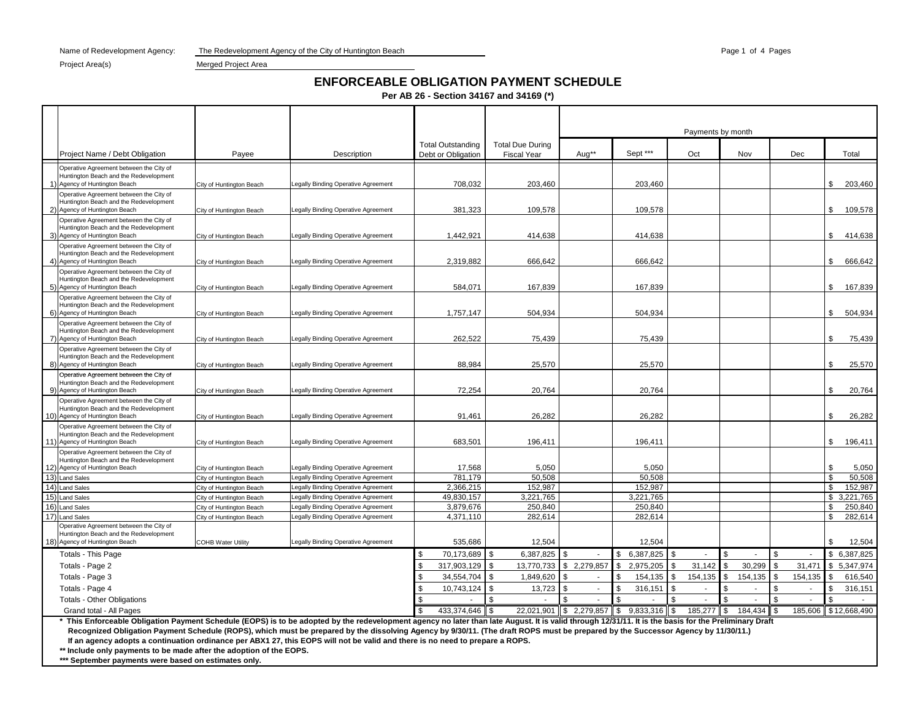Name of Redevelopment Agency: The Redevelopment Agency of the City of Huntington Beach

Project Area(s): Merged Project Area

# ENFORCEABLE OBLIGATION PAYMENT SCHEDULE

**Per AB 26 - Section 34167 and 34169 (*)**

| | Project Name / Debt Obligation | Payee | Description | Total Outstanding Debt or Obligation | Total Due During Fiscal Year | Payments by month Aug** | Sept *** | Oct | Nov | Dec | Total |
|---|---|---|---|---|---|---|---|---|---|---|---|
| 1) | Operative Agreement between the City of Huntington Beach and the Redevelopment Agency of Huntington Beach | City of Huntington Beach | Legally Binding Operative Agreement | 708,032 | 203,460 | | 203,460 | | | | $ 203,460 |
| 2) | Operative Agreement between the City of Huntington Beach and the Redevelopment Agency of Huntington Beach | City of Huntington Beach | Legally Binding Operative Agreement | 381,323 | 109,578 | | 109,578 | | | | $ 109,578 |
| 3) | Operative Agreement between the City of Huntington Beach and the Redevelopment Agency of Huntington Beach | City of Huntington Beach | Legally Binding Operative Agreement | 1,442,921 | 414,638 | | 414,638 | | | | $ 414,638 |
| 4) | Operative Agreement between the City of Huntington Beach and the Redevelopment Agency of Huntington Beach | City of Huntington Beach | Legally Binding Operative Agreement | 2,319,882 | 666,642 | | 666,642 | | | | $ 666,642 |
| 5) | Operative Agreement between the City of Huntington Beach and the Redevelopment Agency of Huntington Beach | City of Huntington Beach | Legally Binding Operative Agreement | 584,071 | 167,839 | | 167,839 | | | | $ 167,839 |
| 6) | Operative Agreement between the City of Huntington Beach and the Redevelopment Agency of Huntington Beach | City of Huntington Beach | Legally Binding Operative Agreement | 1,757,147 | 504,934 | | 504,934 | | | | $ 504,934 |
| 7) | Operative Agreement between the City of Huntington Beach and the Redevelopment Agency of Huntington Beach | City of Huntington Beach | Legally Binding Operative Agreement | 262,522 | 75,439 | | 75,439 | | | | $ 75,439 |
| 8) | Operative Agreement between the City of Huntington Beach and the Redevelopment Agency of Huntington Beach | City of Huntington Beach | Legally Binding Operative Agreement | 88,984 | 25,570 | | 25,570 | | | | $ 25,570 |
| 9) | Operative Agreement between the City of Huntington Beach and the Redevelopment Agency of Huntington Beach | City of Huntington Beach | Legally Binding Operative Agreement | 72,254 | 20,764 | | 20,764 | | | | $ 20,764 |
| 10) | Operative Agreement between the City of Huntington Beach and the Redevelopment Agency of Huntington Beach | City of Huntington Beach | Legally Binding Operative Agreement | 91,461 | 26,282 | | 26,282 | | | | $ 26,282 |
| 11) | Operative Agreement between the City of Huntington Beach and the Redevelopment Agency of Huntington Beach | City of Huntington Beach | Legally Binding Operative Agreement | 683,501 | 196,411 | | 196,411 | | | | $ 196,411 |
| 12) | Operative Agreement between the City of Huntington Beach and the Redevelopment Agency of Huntington Beach | City of Huntington Beach | Legally Binding Operative Agreement | 17,568 | 5,050 | | 5,050 | | | | $ 5,050 |
| 13) | Land Sales | City of Huntington Beach | Legally Binding Operative Agreement | 781,179 | 50,508 | | 50,508 | | | | $ 50,508 |
| 14) | Land Sales | City of Huntington Beach | Legally Binding Operative Agreement | 2,366,215 | 152,987 | | 152,987 | | | | $ 152,987 |
| 15) | Land Sales | City of Huntington Beach | Legally Binding Operative Agreement | 49,830,157 | 3,221,765 | | 3,221,765 | | | | $ 3,221,765 |
| 16) | Land Sales | City of Huntington Beach | Legally Binding Operative Agreement | 3,879,676 | 250,840 | | 250,840 | | | | $ 250,840 |
| 17) | Land Sales | City of Huntington Beach | Legally Binding Operative Agreement | 4,371,110 | 282,614 | | 282,614 | | | | $ 282,614 |
| 18) | Operative Agreement between the City of Huntington Beach and the Redevelopment Agency of Huntington Beach | COHB Water Utility | Legally Binding Operative Agreement | 535,686 | 12,504 | | 12,504 | | | | $ 12,504 |
| | Totals - This Page | | | $ 70,173,689 | $ 6,387,825 | $ - | $ 6,387,825 | $ - | $ - | $ - | $ 6,387,825 |
| | Totals - Page 2 | | | $ 317,903,129 | $ 13,770,733 | $ 2,279,857 | $ 2,975,205 | $ 31,142 | $ 30,299 | $ 31,471 | $ 5,347,974 |
| | Totals - Page 3 | | | $ 34,554,704 | $ 1,849,620 | $ - | $ 154,135 | $ 154,135 | $ 154,135 | $ 154,135 | $ 616,540 |
| | Totals - Page 4 | | | $ 10,743,124 | $ 13,723 | $ - | $ 316,151 | $ - | $ - | $ - | $ 316,151 |
| | Totals - Other Obligations | | | $ - | $ - | $ - | $ - | $ - | $ - | $ - | $ - |
| | Grand total - All Pages | | | $ 433,374,646 | $ 22,021,901 | $ 2,279,857 | $ 9,833,316 | $ 185,277 | $ 184,434 | $ 185,606 | $12,668,490 |

**\* This Enforceable Obligation Payment Schedule (EOPS) is to be adopted by the redevelopment agency no later than late August. It is valid through 12/31/11. It is the basis for the Preliminary Draft Recognized Obligation Payment Schedule (ROPS), which must be prepared by the dissolving Agency by 9/30/11. (The draft ROPS must be prepared by the Successor Agency by 11/30/11.) If an agency adopts a continuation ordinance per ABX1 27, this EOPS will not be valid and there is no need to prepare a ROPS.**

**\*\* Include only payments to be made after the adoption of the EOPS.**

**\*\*\* September payments were based on estimates only.**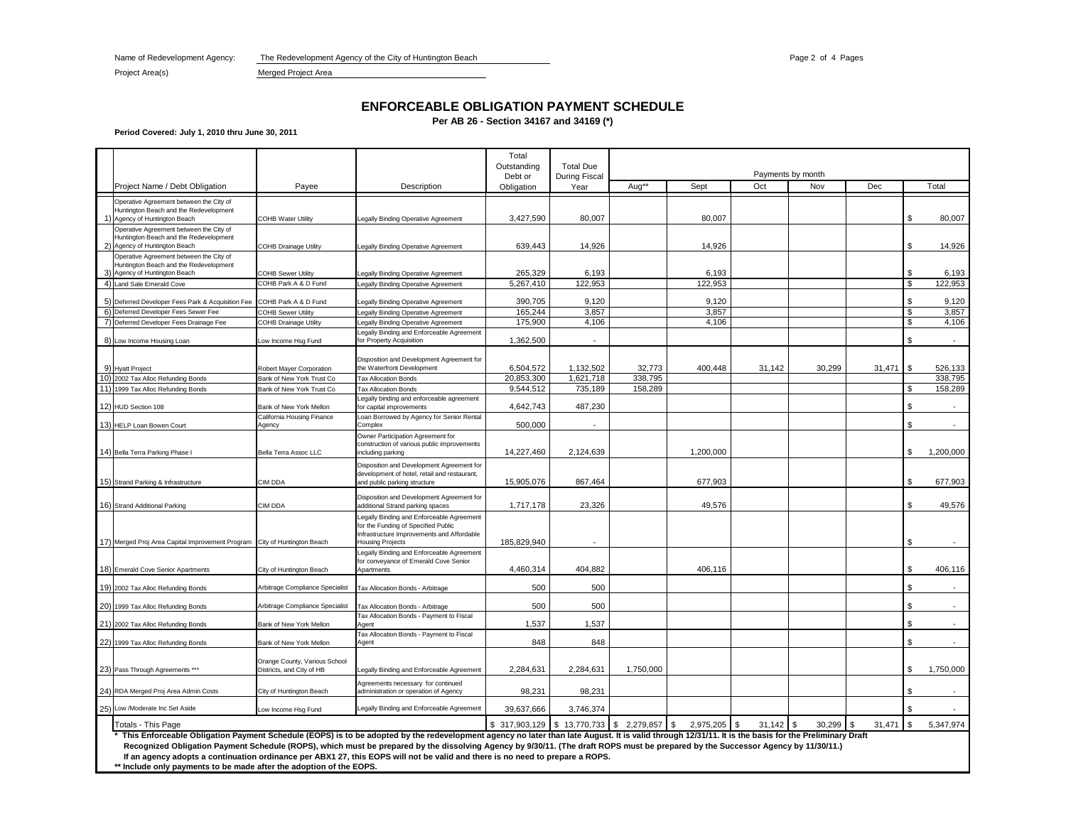Name of Redevelopment Agency: The Redevelopment Agency of the City of Huntington Beach

Project Area(s): Merged Project Area

## ENFORCEABLE OBLIGATION PAYMENT SCHEDULE

**Per AB 26 - Section 34167 and 34169 (*)**

**Period Covered: July 1, 2010 thru June 30, 2011**

| | Project Name / Debt Obligation | Payee | Description | Total Outstanding Debt or Obligation | Total Due During Fiscal Year | Payments by month | | | | | |
|---|---|---|---|---|---|---|---|---|---|---|---|
| | | | | | | Aug** | Sept | Oct | Nov | Dec | Total |
| 1) | Operative Agreement between the City of Huntington Beach and the Redevelopment Agency of Huntington Beach | COHB Water Utility | Legally Binding Operative Agreement | 3,427,590 | 80,007 | | 80,007 | | | | $ 80,007 |
| 2) | Operative Agreement between the City of Huntington Beach and the Redevelopment Agency of Huntington Beach | COHB Drainage Utility | Legally Binding Operative Agreement | 639,443 | 14,926 | | 14,926 | | | | $ 14,926 |
| 3) | Operative Agreement between the City of Huntington Beach and the Redevelopment Agency of Huntington Beach | COHB Sewer Utility | Legally Binding Operative Agreement | 265,329 | 6,193 | | 6,193 | | | | $ 6,193 |
| 4) | Land Sale Emerald Cove | COHB Park A & D Fund | Legally Binding Operative Agreement | 5,267,410 | 122,953 | | 122,953 | | | | $ 122,953 |
| 5) | Deferred Developer Fees Park & Acquisition Fee | COHB Park A & D Fund | Legally Binding Operative Agreement | 390,705 | 9,120 | | 9,120 | | | | $ 9,120 |
| 6) | Deferred Developer Fees Sewer Fee | COHB Sewer Utility | Legally Binding Operative Agreement | 165,244 | 3,857 | | 3,857 | | | | $ 3,857 |
| 7) | Deferred Developer Fees Drainage Fee | COHB Drainage Utility | Legally Binding Operative Agreement | 175,900 | 4,106 | | 4,106 | | | | $ 4,106 |
| 8) | Low Income Housing Loan | Low Income Hsg Fund | Legally Binding and Enforceable Agreement for Property Acquisition | 1,362,500 | - | | | | | | $ - |
| 9) | Hyatt Project | Robert Mayer Corporation | Disposition and Development Agreement for the Waterfront Development | 6,504,572 | 1,132,502 | 32,773 | 400,448 | 31,142 | 30,299 | 31,471 | $ 526,133 |
| 10) | 2002 Tax Alloc Refunding Bonds | Bank of New York Trust Co | Tax Allocation Bonds | 20,853,300 | 1,621,718 | 338,795 | | | | | 338,795 |
| 11) | 1999 Tax Alloc Refunding Bonds | Bank of New York Trust Co | Tax Allocation Bonds | 9,544,512 | 735,189 | 158,289 | | | | | $ 158,289 |
| 12) | HUD Section 108 | Bank of New York Mellon | Legally binding and enforceable agreement for capital improvements | 4,642,743 | 487,230 | | | | | | $ - |
| 13) | HELP Loan Bowen Court | California Housing Finance Agency | Loan Borrowed by Agency for Senior Rental Complex | 500,000 | - | | | | | | $ - |
| 14) | Bella Terra Parking Phase I | Bella Terra Assoc LLC | Owner Participation Agreement for construction of various public improvements including parking | 14,227,460 | 2,124,639 | | 1,200,000 | | | | $ 1,200,000 |
| 15) | Strand Parking & Infrastructure | CIM DDA | Disposition and Development Agreement for development of hotel, retail and restaurant, and public parking structure | 15,905,076 | 867,464 | | 677,903 | | | | $ 677,903 |
| 16) | Strand Additional Parking | CIM DDA | Disposition and Development Agreement for additional Strand parking spaces | 1,717,178 | 23,326 | | 49,576 | | | | $ 49,576 |
| 17) | Merged Proj Area Capital Improvement Program | City of Huntington Beach | Legally Binding and Enforceable Agreement for the Funding of Specified Public Infrastructure Improvements and Affordable Housing Projects | 185,829,940 | - | | | | | | $ - |
| 18) | Emerald Cove Senior Apartments | City of Huntington Beach | Legally Binding and Enforceable Agreement for conveyance of Emerald Cove Senior Apartments | 4,460,314 | 404,882 | | 406,116 | | | | $ 406,116 |
| 19) | 2002 Tax Alloc Refunding Bonds | Arbitrage Compliance Specialist | Tax Allocation Bonds - Arbitrage | 500 | 500 | | | | | | $ - |
| 20) | 1999 Tax Alloc Refunding Bonds | Arbitrage Compliance Specialist | Tax Allocation Bonds - Arbitrage | 500 | 500 | | | | | | $ - |
| 21) | 2002 Tax Alloc Refunding Bonds | Bank of New York Mellon | Tax Allocation Bonds - Payment to Fiscal Agent | 1,537 | 1,537 | | | | | | $ - |
| 22) | 1999 Tax Alloc Refunding Bonds | Bank of New York Mellon | Tax Allocation Bonds - Payment to Fiscal Agent | 848 | 848 | | | | | | $ - |
| 23) | Pass Through Agreements *** | Orange County, Various School Districts, and City of HB | Legally Binding and Enforceable Agreement | 2,284,631 | 2,284,631 | 1,750,000 | | | | | $ 1,750,000 |
| 24) | RDA Merged Proj Area Admin Costs | City of Huntington Beach | Agreements necessary for continued administration or operation of Agency | 98,231 | 98,231 | | | | | | $ - |
| 25) | Low /Moderate Inc Set Aside | Low Income Hsg Fund | Legally Binding and Enforceable Agreement | 39,637,666 | 3,746,374 | | | | | | $ - |
| | Totals - This Page | | | $ 317,903,129 | $ 13,770,733 | $ 2,279,857 | $ 2,975,205 | $ 31,142 | $ 30,299 | $ 31,471 | $ 5,347,974 |

**\* This Enforceable Obligation Payment Schedule (EOPS) is to be adopted by the redevelopment agency no later than late August. It is valid through 12/31/11. It is the basis for the Preliminary Draft Recognized Obligation Payment Schedule (ROPS), which must be prepared by the dissolving Agency by 9/30/11. (The draft ROPS must be prepared by the Successor Agency by 11/30/11.) If an agency adopts a continuation ordinance per ABX1 27, this EOPS will not be valid and there is no need to prepare a ROPS.**

**\*\* Include only payments to be made after the adoption of the EOPS.**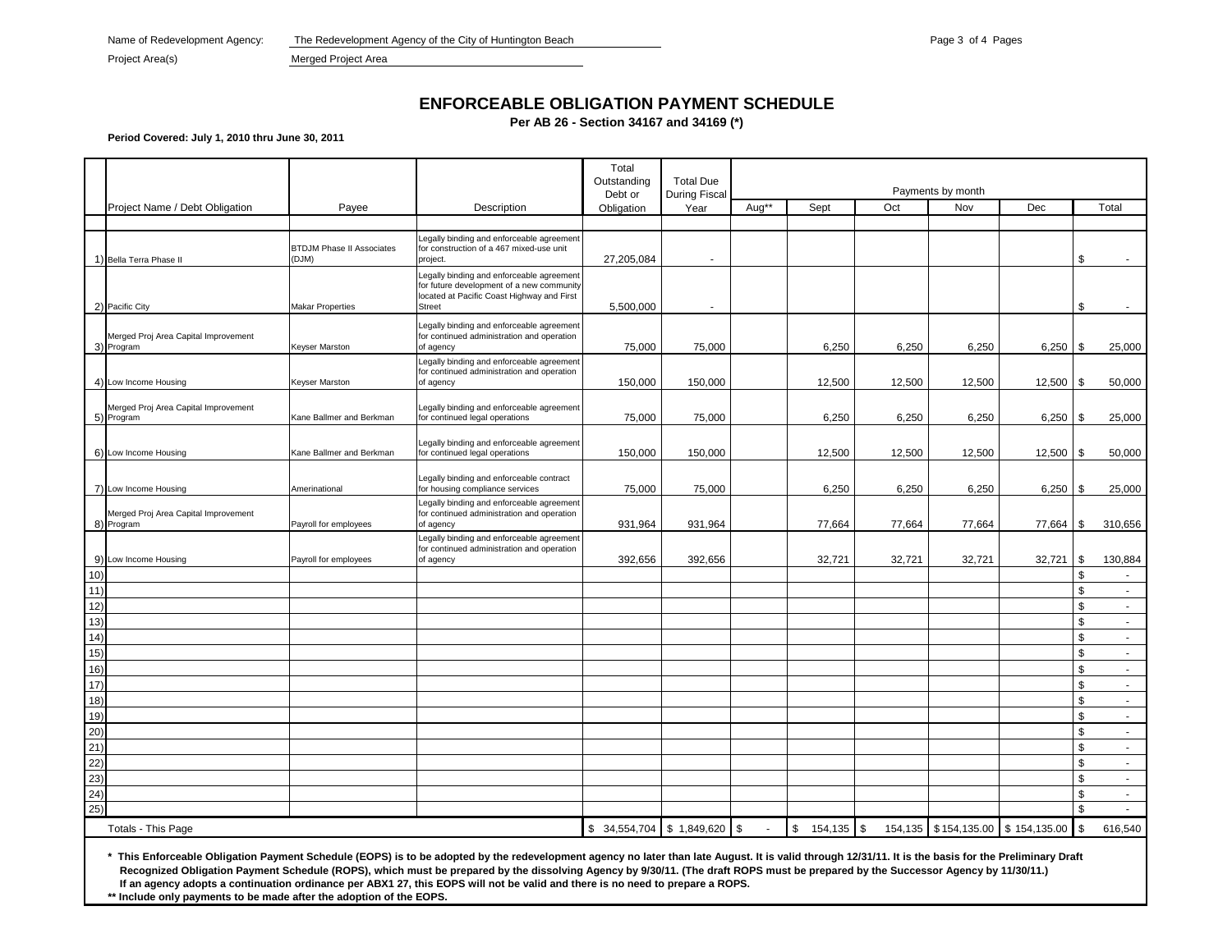Name of Redevelopment Agency: The Redevelopment Agency of the City of Huntington Beach

Project Area(s) Merged Project Area

# ENFORCEABLE OBLIGATION PAYMENT SCHEDULE

**Per AB 26 - Section 34167 and 34169 (*)**

**Period Covered: July 1, 2010 thru June 30, 2011**

| | Project Name / Debt Obligation | Payee | Description | Total Outstanding Debt or Obligation | Total Due During Fiscal Year | Payments by month | | | | | |
|---|---|---|---|---|---|---|---|---|---|---|---|
| | | | | | | Aug** | Sept | Oct | Nov | Dec | Total |
| 1) | Bella Terra Phase II | BTDJM Phase II Associates (DJM) | Legally binding and enforceable agreement for construction of a 467 mixed-use unit project. | 27,205,084 | - | | | | | | $ - |
| 2) | Pacific City | Makar Properties | Legally binding and enforceable agreement for future development of a new community located at Pacific Coast Highway and First Street | 5,500,000 | - | | | | | | $ - |
| 3) | Merged Proj Area Capital Improvement Program | Keyser Marston | Legally binding and enforceable agreement for continued administration and operation of agency | 75,000 | 75,000 | | 6,250 | 6,250 | 6,250 | 6,250 | $ 25,000 |
| 4) | Low Income Housing | Keyser Marston | Legally binding and enforceable agreement for continued administration and operation of agency | 150,000 | 150,000 | | 12,500 | 12,500 | 12,500 | 12,500 | $ 50,000 |
| 5) | Merged Proj Area Capital Improvement Program | Kane Ballmer and Berkman | Legally binding and enforceable agreement for continued legal operations | 75,000 | 75,000 | | 6,250 | 6,250 | 6,250 | 6,250 | $ 25,000 |
| 6) | Low Income Housing | Kane Ballmer and Berkman | Legally binding and enforceable agreement for continued legal operations | 150,000 | 150,000 | | 12,500 | 12,500 | 12,500 | 12,500 | $ 50,000 |
| 7) | Low Income Housing | Amerinational | Legally binding and enforceable contract for housing compliance services | 75,000 | 75,000 | | 6,250 | 6,250 | 6,250 | 6,250 | $ 25,000 |
| 8) | Merged Proj Area Capital Improvement Program | Payroll for employees | Legally binding and enforceable agreement for continued administration and operation of agency | 931,964 | 931,964 | | 77,664 | 77,664 | 77,664 | 77,664 | $ 310,656 |
| 9) | Low Income Housing | Payroll for employees | Legally binding and enforceable agreement for continued administration and operation of agency | 392,656 | 392,656 | | 32,721 | 32,721 | 32,721 | 32,721 | $ 130,884 |
| 10) | | | | | | | | | | | $ - |
| 11) | | | | | | | | | | | $ - |
| 12) | | | | | | | | | | | $ - |
| 13) | | | | | | | | | | | $ - |
| 14) | | | | | | | | | | | $ - |
| 15) | | | | | | | | | | | $ - |
| 16) | | | | | | | | | | | $ - |
| 17) | | | | | | | | | | | $ - |
| 18) | | | | | | | | | | | $ - |
| 19) | | | | | | | | | | | $ - |
| 20) | | | | | | | | | | | $ - |
| 21) | | | | | | | | | | | $ - |
| 22) | | | | | | | | | | | $ - |
| 23) | | | | | | | | | | | $ - |
| 24) | | | | | | | | | | | $ - |
| 25) | | | | | | | | | | | $ - |
| | Totals - This Page | | | $ 34,554,704 | $ 1,849,620 | $ - | $ 154,135 | $ 154,135 | $ 154,135.00 | $ 154,135.00 | $ 616,540 |

**\* This Enforceable Obligation Payment Schedule (EOPS) is to be adopted by the redevelopment agency no later than late August. It is valid through 12/31/11. It is the basis for the Preliminary Draft Recognized Obligation Payment Schedule (ROPS), which must be prepared by the dissolving Agency by 9/30/11. (The draft ROPS must be prepared by the Successor Agency by 11/30/11.) If an agency adopts a continuation ordinance per ABX1 27, this EOPS will not be valid and there is no need to prepare a ROPS.**

**\*\* Include only payments to be made after the adoption of the EOPS.**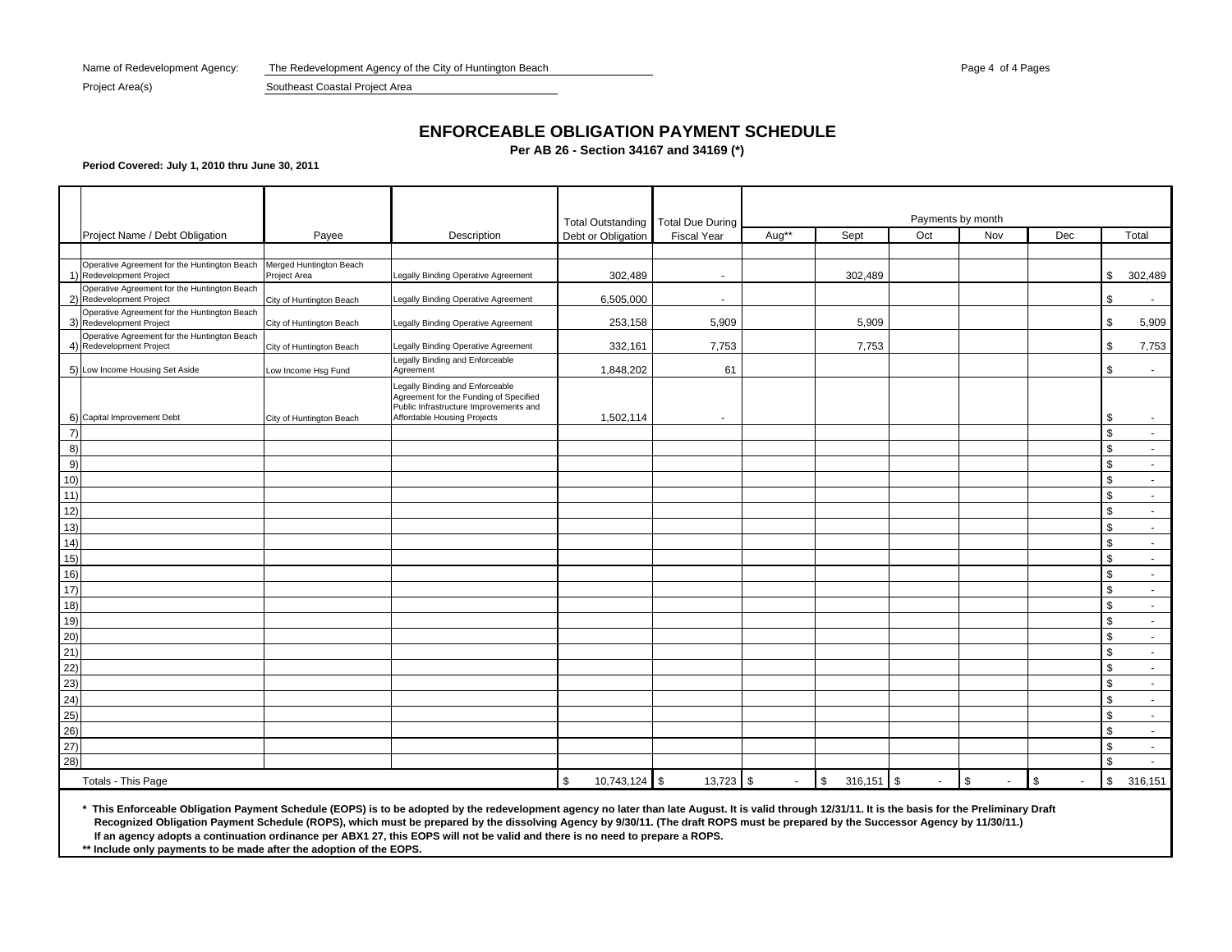Name of Redevelopment Agency: The Redevelopment Agency of the City of Huntington Beach

Project Area(s) Southeast Coastal Project Area

# ENFORCEABLE OBLIGATION PAYMENT SCHEDULE

**Per AB 26 - Section 34167 and 34169 (*)**

**Period Covered: July 1, 2010 thru June 30, 2011**

| | Project Name / Debt Obligation | Payee | Description | Total Outstanding Debt or Obligation | Total Due During Fiscal Year | Payments by month Aug** | Sept | Oct | Nov | Dec | Total |
|---|---|---|---|---|---|---|---|---|---|---|---|
| 1) | Operative Agreement for the Huntington Beach Redevelopment Project | Merged Huntington Beach Project Area | Legally Binding Operative Agreement | 302,489 | - | | 302,489 | | | | $ 302,489 |
| 2) | Operative Agreement for the Huntington Beach Redevelopment Project | City of Huntington Beach | Legally Binding Operative Agreement | 6,505,000 | - | | | | | | $ - |
| 3) | Operative Agreement for the Huntington Beach Redevelopment Project | City of Huntington Beach | Legally Binding Operative Agreement | 253,158 | 5,909 | | 5,909 | | | | $ 5,909 |
| 4) | Operative Agreement for the Huntington Beach Redevelopment Project | City of Huntington Beach | Legally Binding Operative Agreement | 332,161 | 7,753 | | 7,753 | | | | $ 7,753 |
| 5) | Low Income Housing Set Aside | Low Income Hsg Fund | Legally Binding and Enforceable Agreement | 1,848,202 | 61 | | | | | | $ - |
| 6) | Capital Improvement Debt | City of Huntington Beach | Legally Binding and Enforceable Agreement for the Funding of Specified Public Infrastructure Improvements and Affordable Housing Projects | 1,502,114 | - | | | | | | $ - |
| 7) | | | | | | | | | | | $ - |
| 8) | | | | | | | | | | | $ - |
| 9) | | | | | | | | | | | $ - |
| 10) | | | | | | | | | | | $ - |
| 11) | | | | | | | | | | | $ - |
| 12) | | | | | | | | | | | $ - |
| 13) | | | | | | | | | | | $ - |
| 14) | | | | | | | | | | | $ - |
| 15) | | | | | | | | | | | $ - |
| 16) | | | | | | | | | | | $ - |
| 17) | | | | | | | | | | | $ - |
| 18) | | | | | | | | | | | $ - |
| 19) | | | | | | | | | | | $ - |
| 20) | | | | | | | | | | | $ - |
| 21) | | | | | | | | | | | $ - |
| 22) | | | | | | | | | | | $ - |
| 23) | | | | | | | | | | | $ - |
| 24) | | | | | | | | | | | $ - |
| 25) | | | | | | | | | | | $ - |
| 26) | | | | | | | | | | | $ - |
| 27) | | | | | | | | | | | $ - |
| 28) | | | | | | | | | | | $ - |
| | Totals - This Page | | | $ 10,743,124 | $ 13,723 | $ - | $ 316,151 | $ - | $ - | $ - | $ 316,151 |

**\* This Enforceable Obligation Payment Schedule (EOPS) is to be adopted by the redevelopment agency no later than late August. It is valid through 12/31/11. It is the basis for the Preliminary Draft Recognized Obligation Payment Schedule (ROPS), which must be prepared by the dissolving Agency by 9/30/11. (The draft ROPS must be prepared by the Successor Agency by 11/30/11.) If an agency adopts a continuation ordinance per ABX1 27, this EOPS will not be valid and there is no need to prepare a ROPS.**

**\*\* Include only payments to be made after the adoption of the EOPS.**